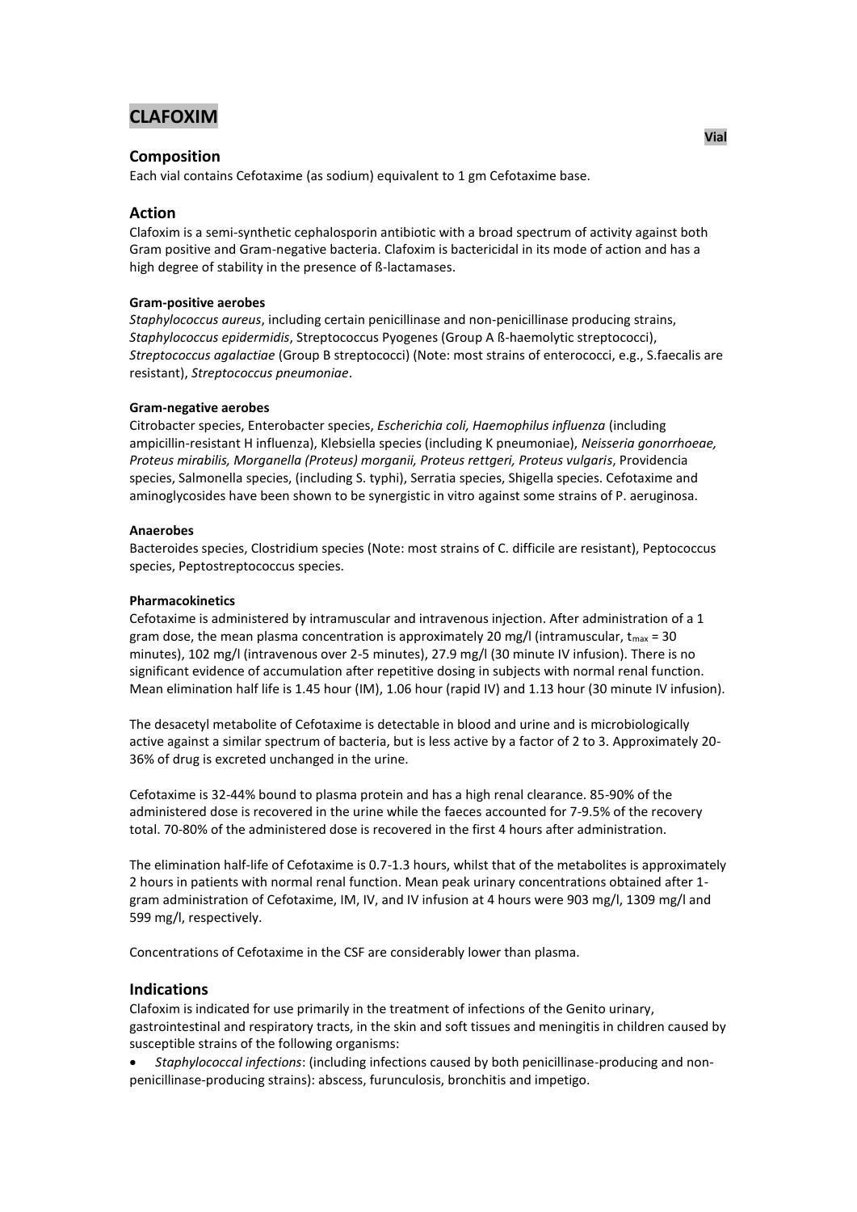# CLAFOXIM

**Vial**

## Composition

Each vial contains Cefotaxime (as sodium) equivalent to 1 gm Cefotaxime base.

## Action

Clafoxim is a semi-synthetic cephalosporin antibiotic with a broad spectrum of activity against both Gram positive and Gram-negative bacteria. Clafoxim is bactericidal in its mode of action and has a high degree of stability in the presence of ß-lactamases.

**Gram-positive aerobes**

*Staphylococcus aureus*, including certain penicillinase and non-penicillinase producing strains, *Staphylococcus epidermidis*, Streptococcus Pyogenes (Group A ß-haemolytic streptococci), *Streptococcus agalactiae* (Group B streptococci) (Note: most strains of enterococci, e.g., S.faecalis are resistant), *Streptococcus pneumoniae*.

**Gram-negative aerobes**

Citrobacter species, Enterobacter species, *Escherichia coli, Haemophilus influenza* (including ampicillin-resistant H influenza), Klebsiella species (including K pneumoniae), *Neisseria gonorrhoeae, Proteus mirabilis, Morganella (Proteus) morganii, Proteus rettgeri, Proteus vulgaris*, Providencia species, Salmonella species, (including S. typhi), Serratia species, Shigella species. Cefotaxime and aminoglycosides have been shown to be synergistic in vitro against some strains of P. aeruginosa.

**Anaerobes**

Bacteroides species, Clostridium species (Note: most strains of C. difficile are resistant), Peptococcus species, Peptostreptococcus species.

**Pharmacokinetics**

Cefotaxime is administered by intramuscular and intravenous injection. After administration of a 1 gram dose, the mean plasma concentration is approximately 20 mg/l (intramuscular, $t_{max}$ = 30 minutes), 102 mg/l (intravenous over 2-5 minutes), 27.9 mg/l (30 minute IV infusion). There is no significant evidence of accumulation after repetitive dosing in subjects with normal renal function. Mean elimination half life is 1.45 hour (IM), 1.06 hour (rapid IV) and 1.13 hour (30 minute IV infusion).

The desacetyl metabolite of Cefotaxime is detectable in blood and urine and is microbiologically active against a similar spectrum of bacteria, but is less active by a factor of 2 to 3. Approximately 20-36% of drug is excreted unchanged in the urine.

Cefotaxime is 32-44% bound to plasma protein and has a high renal clearance. 85-90% of the administered dose is recovered in the urine while the faeces accounted for 7-9.5% of the recovery total. 70-80% of the administered dose is recovered in the first 4 hours after administration.

The elimination half-life of Cefotaxime is 0.7-1.3 hours, whilst that of the metabolites is approximately 2 hours in patients with normal renal function. Mean peak urinary concentrations obtained after 1-gram administration of Cefotaxime, IM, IV, and IV infusion at 4 hours were 903 mg/l, 1309 mg/l and 599 mg/l, respectively.

Concentrations of Cefotaxime in the CSF are considerably lower than plasma.

## Indications

Clafoxim is indicated for use primarily in the treatment of infections of the Genito urinary, gastrointestinal and respiratory tracts, in the skin and soft tissues and meningitis in children caused by susceptible strains of the following organisms:

- *Staphylococcal infections*: (including infections caused by both penicillinase-producing and non-penicillinase-producing strains): abscess, furunculosis, bronchitis and impetigo.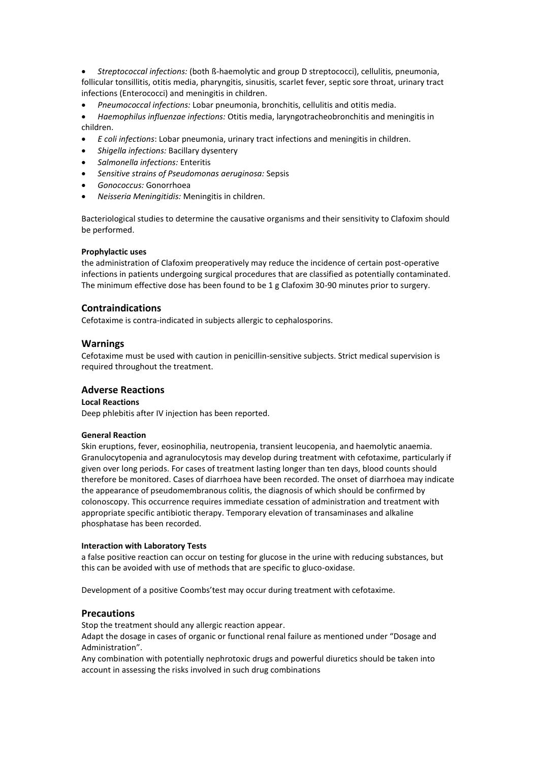- *Streptococcal infections:* (both ß-haemolytic and group D streptococci), cellulitis, pneumonia, follicular tonsillitis, otitis media, pharyngitis, sinusitis, scarlet fever, septic sore throat, urinary tract infections (Enterococci) and meningitis in children.
- *Pneumococcal infections:* Lobar pneumonia, bronchitis, cellulitis and otitis media.
- *Haemophilus influenzae infections:* Otitis media, laryngotracheobronchitis and meningitis in children.
- *E coli infections*: Lobar pneumonia, urinary tract infections and meningitis in children.
- *Shigella infections:* Bacillary dysentery
- *Salmonella infections:* Enteritis
- *Sensitive strains of Pseudomonas aeruginosa:* Sepsis
- *Gonococcus:* Gonorrhoea
- *Neisseria Meningitidis:* Meningitis in children.

Bacteriological studies to determine the causative organisms and their sensitivity to Clafoxim should be performed.

**Prophylactic uses**

the administration of Clafoxim preoperatively may reduce the incidence of certain post-operative infections in patients undergoing surgical procedures that are classified as potentially contaminated. The minimum effective dose has been found to be 1 g Clafoxim 30-90 minutes prior to surgery.

## Contraindications

Cefotaxime is contra-indicated in subjects allergic to cephalosporins.

## Warnings

Cefotaxime must be used with caution in penicillin-sensitive subjects. Strict medical supervision is required throughout the treatment.

## Adverse Reactions

**Local Reactions**

Deep phlebitis after IV injection has been reported.

**General Reaction**

Skin eruptions, fever, eosinophilia, neutropenia, transient leucopenia, and haemolytic anaemia. Granulocytopenia and agranulocytosis may develop during treatment with cefotaxime, particularly if given over long periods. For cases of treatment lasting longer than ten days, blood counts should therefore be monitored. Cases of diarrhoea have been recorded. The onset of diarrhoea may indicate the appearance of pseudomembranous colitis, the diagnosis of which should be confirmed by colonoscopy. This occurrence requires immediate cessation of administration and treatment with appropriate specific antibiotic therapy. Temporary elevation of transaminases and alkaline phosphatase has been recorded.

**Interaction with Laboratory Tests**

a false positive reaction can occur on testing for glucose in the urine with reducing substances, but this can be avoided with use of methods that are specific to gluco-oxidase.

Development of a positive Coombs'test may occur during treatment with cefotaxime.

## Precautions

Stop the treatment should any allergic reaction appear.

Adapt the dosage in cases of organic or functional renal failure as mentioned under "Dosage and Administration".

Any combination with potentially nephrotoxic drugs and powerful diuretics should be taken into account in assessing the risks involved in such drug combinations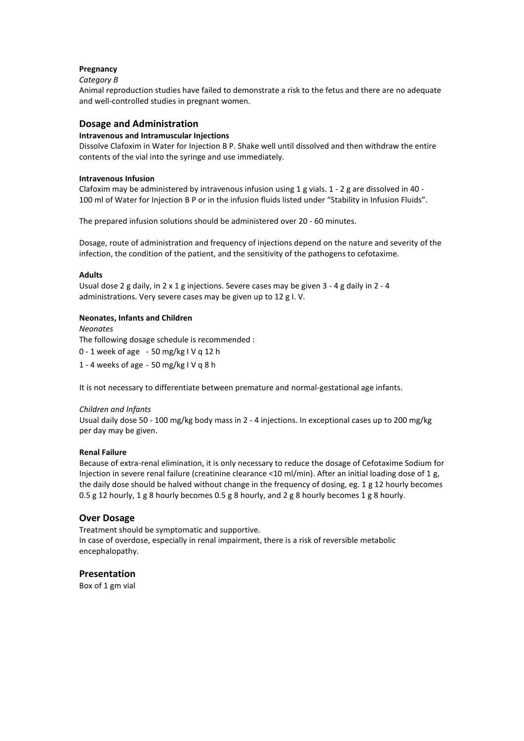### Pregnancy

*Category B*

Animal reproduction studies have failed to demonstrate a risk to the fetus and there are no adequate and well-controlled studies in pregnant women.

## Dosage and Administration

### Intravenous and Intramuscular Injections

Dissolve Clafoxim in Water for Injection B P. Shake well until dissolved and then withdraw the entire contents of the vial into the syringe and use immediately.

### Intravenous Infusion

Clafoxim may be administered by intravenous infusion using 1 g vials. 1 - 2 g are dissolved in 40 - 100 ml of Water for Injection B P or in the infusion fluids listed under "Stability in Infusion Fluids".

The prepared infusion solutions should be administered over 20 - 60 minutes.

Dosage, route of administration and frequency of injections depend on the nature and severity of the infection, the condition of the patient, and the sensitivity of the pathogens to cefotaxime.

### Adults

Usual dose 2 g daily, in 2 x 1 g injections. Severe cases may be given 3 - 4 g daily in 2 - 4 administrations. Very severe cases may be given up to 12 g I. V.

### Neonates, Infants and Children

*Neonates*

The following dosage schedule is recommended :

0 - 1 week of age - 50 mg/kg I V q 12 h

1 - 4 weeks of age - 50 mg/kg I V q 8 h

It is not necessary to differentiate between premature and normal-gestational age infants.

*Children and Infants*

Usual daily dose 50 - 100 mg/kg body mass in 2 - 4 injections. In exceptional cases up to 200 mg/kg per day may be given.

### Renal Failure

Because of extra-renal elimination, it is only necessary to reduce the dosage of Cefotaxime Sodium for Injection in severe renal failure (creatinine clearance <10 ml/min). After an initial loading dose of 1 g, the daily dose should be halved without change in the frequency of dosing, eg. 1 g 12 hourly becomes 0.5 g 12 hourly, 1 g 8 hourly becomes 0.5 g 8 hourly, and 2 g 8 hourly becomes 1 g 8 hourly.

## Over Dosage

Treatment should be symptomatic and supportive.
In case of overdose, especially in renal impairment, there is a risk of reversible metabolic encephalopathy.

## Presentation

Box of 1 gm vial